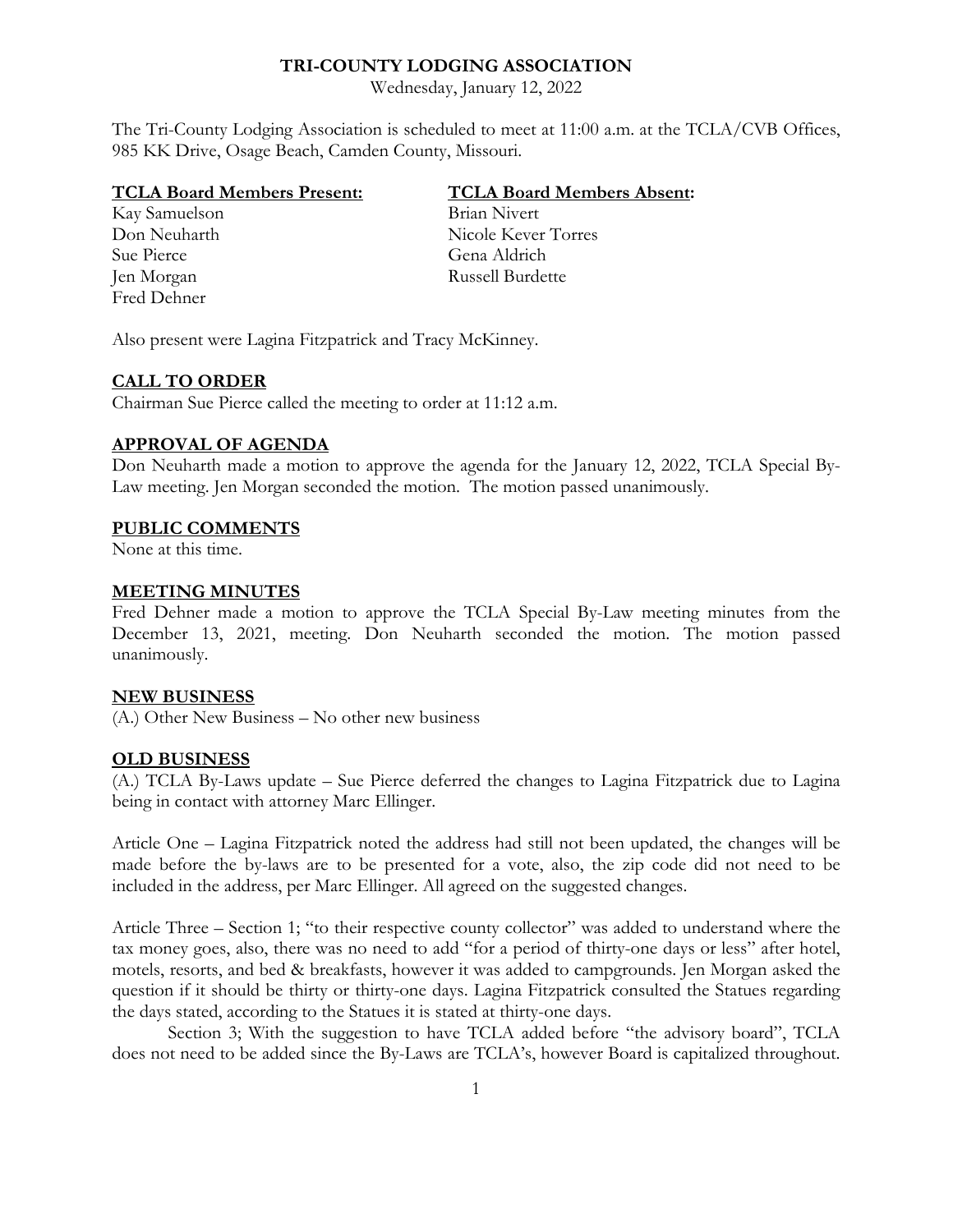# TRI-COUNTY LODGING ASSOCIATION

Wednesday, January 12, 2022

The Tri-County Lodging Association is scheduled to meet at 11:00 a.m. at the TCLA/CVB Offices, 985 KK Drive, Osage Beach, Camden County, Missouri.

| **TCLA Board Members Present:** | **TCLA Board Members Absent:** |
|---|---|
| Kay Samuelson | Brian Nivert |
| Don Neuharth | Nicole Kever Torres |
| Sue Pierce | Gena Aldrich |
| Jen Morgan | Russell Burdette |
| Fred Dehner | |

Also present were Lagina Fitzpatrick and Tracy McKinney.

## CALL TO ORDER

Chairman Sue Pierce called the meeting to order at 11:12 a.m.

## APPROVAL OF AGENDA

Don Neuharth made a motion to approve the agenda for the January 12, 2022, TCLA Special By-Law meeting. Jen Morgan seconded the motion. The motion passed unanimously.

## PUBLIC COMMENTS

None at this time.

## MEETING MINUTES

Fred Dehner made a motion to approve the TCLA Special By-Law meeting minutes from the December 13, 2021, meeting. Don Neuharth seconded the motion. The motion passed unanimously.

## NEW BUSINESS

(A.) Other New Business – No other new business

## OLD BUSINESS

(A.) TCLA By-Laws update – Sue Pierce deferred the changes to Lagina Fitzpatrick due to Lagina being in contact with attorney Marc Ellinger.

Article One – Lagina Fitzpatrick noted the address had still not been updated, the changes will be made before the by-laws are to be presented for a vote, also, the zip code did not need to be included in the address, per Marc Ellinger. All agreed on the suggested changes.

Article Three – Section 1; "to their respective county collector" was added to understand where the tax money goes, also, there was no need to add "for a period of thirty-one days or less" after hotel, motels, resorts, and bed & breakfasts, however it was added to campgrounds. Jen Morgan asked the question if it should be thirty or thirty-one days. Lagina Fitzpatrick consulted the Statues regarding the days stated, according to the Statues it is stated at thirty-one days.

Section 3; With the suggestion to have TCLA added before "the advisory board", TCLA does not need to be added since the By-Laws are TCLA's, however Board is capitalized throughout.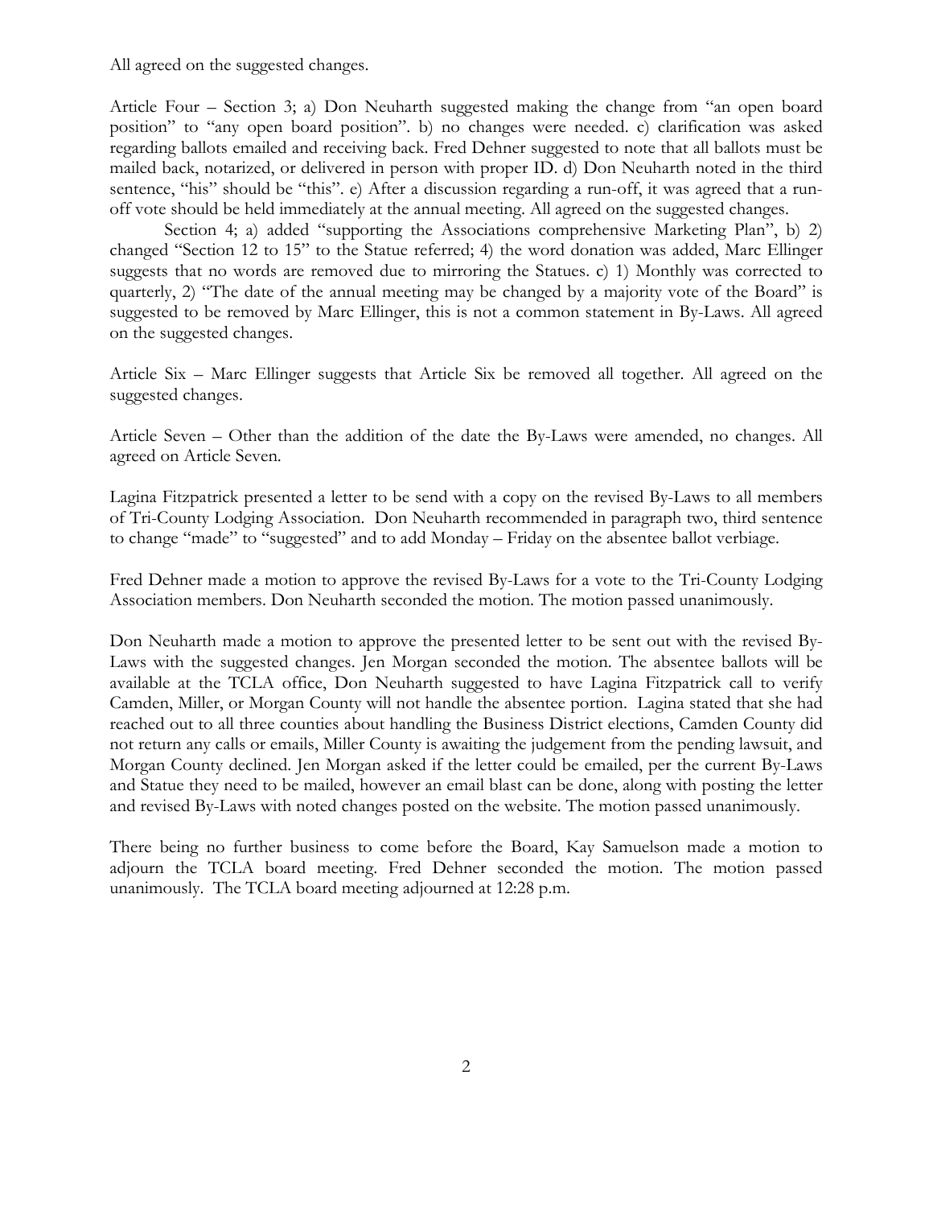All agreed on the suggested changes.

Article Four – Section 3; a) Don Neuharth suggested making the change from "an open board position" to "any open board position". b) no changes were needed. c) clarification was asked regarding ballots emailed and receiving back. Fred Dehner suggested to note that all ballots must be mailed back, notarized, or delivered in person with proper ID. d) Don Neuharth noted in the third sentence, "his" should be "this". e) After a discussion regarding a run-off, it was agreed that a run-off vote should be held immediately at the annual meeting. All agreed on the suggested changes.

Section 4; a) added "supporting the Associations comprehensive Marketing Plan", b) 2) changed "Section 12 to 15" to the Statue referred; 4) the word donation was added, Marc Ellinger suggests that no words are removed due to mirroring the Statues. c) 1) Monthly was corrected to quarterly, 2) "The date of the annual meeting may be changed by a majority vote of the Board" is suggested to be removed by Marc Ellinger, this is not a common statement in By-Laws. All agreed on the suggested changes.

Article Six – Marc Ellinger suggests that Article Six be removed all together. All agreed on the suggested changes.

Article Seven – Other than the addition of the date the By-Laws were amended, no changes. All agreed on Article Seven.

Lagina Fitzpatrick presented a letter to be send with a copy on the revised By-Laws to all members of Tri-County Lodging Association. Don Neuharth recommended in paragraph two, third sentence to change "made" to "suggested" and to add Monday – Friday on the absentee ballot verbiage.

Fred Dehner made a motion to approve the revised By-Laws for a vote to the Tri-County Lodging Association members. Don Neuharth seconded the motion. The motion passed unanimously.

Don Neuharth made a motion to approve the presented letter to be sent out with the revised By-Laws with the suggested changes. Jen Morgan seconded the motion. The absentee ballots will be available at the TCLA office, Don Neuharth suggested to have Lagina Fitzpatrick call to verify Camden, Miller, or Morgan County will not handle the absentee portion. Lagina stated that she had reached out to all three counties about handling the Business District elections, Camden County did not return any calls or emails, Miller County is awaiting the judgement from the pending lawsuit, and Morgan County declined. Jen Morgan asked if the letter could be emailed, per the current By-Laws and Statue they need to be mailed, however an email blast can be done, along with posting the letter and revised By-Laws with noted changes posted on the website. The motion passed unanimously.

There being no further business to come before the Board, Kay Samuelson made a motion to adjourn the TCLA board meeting. Fred Dehner seconded the motion. The motion passed unanimously. The TCLA board meeting adjourned at 12:28 p.m.